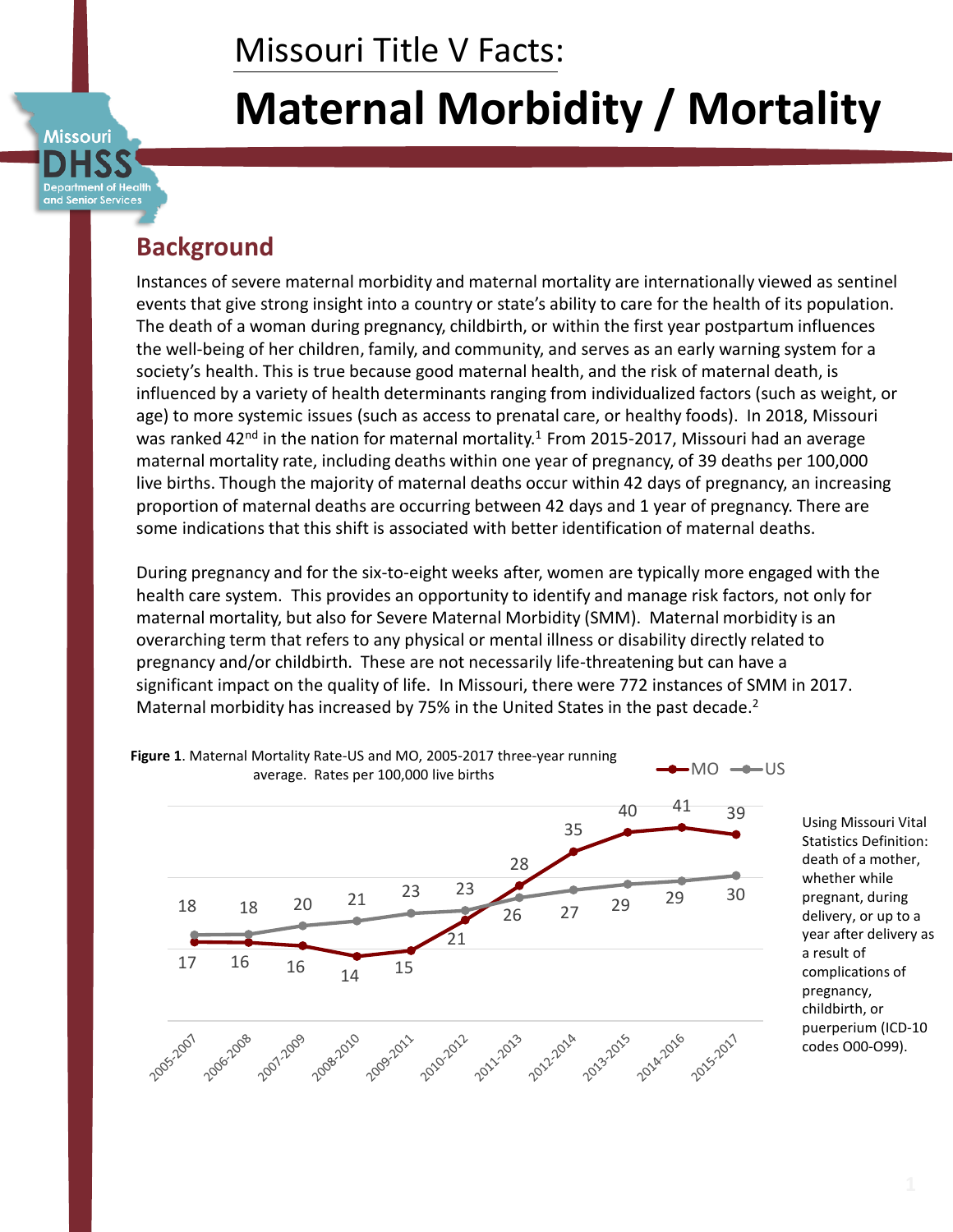# Missouri Title V Facts:

# Maternal Morbidity / Mortality

## Background

Instances of severe maternal morbidity and maternal mortality are internationally viewed as sentinel events that give strong insight into a country or state's ability to care for the health of its population. The death of a woman during pregnancy, childbirth, or within the first year postpartum influences the well-being of her children, family, and community, and serves as an early warning system for a society's health. This is true because good maternal health, and the risk of maternal death, is influenced by a variety of health determinants ranging from individualized factors (such as weight, or age) to more systemic issues (such as access to prenatal care, or healthy foods). In 2018, Missouri was ranked 42nd in the nation for maternal mortality.[1] From 2015-2017, Missouri had an average maternal mortality rate, including deaths within one year of pregnancy, of 39 deaths per 100,000 live births. Though the majority of maternal deaths occur within 42 days of pregnancy, an increasing proportion of maternal deaths are occurring between 42 days and 1 year of pregnancy. There are some indications that this shift is associated with better identification of maternal deaths.

During pregnancy and for the six-to-eight weeks after, women are typically more engaged with the health care system. This provides an opportunity to identify and manage risk factors, not only for maternal mortality, but also for Severe Maternal Morbidity (SMM). Maternal morbidity is an overarching term that refers to any physical or mental illness or disability directly related to pregnancy and/or childbirth. These are not necessarily life-threatening but can have a significant impact on the quality of life. In Missouri, there were 772 instances of SMM in 2017. Maternal morbidity has increased by 75% in the United States in the past decade.[2]

**Figure 1**. Maternal Mortality Rate-US and MO, 2005-2017 three-year running average. Rates per 100,000 live births

| Period | MO | US |
|---|---|---|
| 2005-2007 | 17 | 18 |
| 2006-2008 | 16 | 18 |
| 2007-2009 | 16 | 20 |
| 2008-2010 | 14 | 21 |
| 2009-2011 | 15 | 23 |
| 2010-2012 | 21 | 23 |
| 2011-2013 | 28 | 26 |
| 2012-2014 | 35 | 27 |
| 2013-2015 | 40 | 29 |
| 2014-2016 | 41 | 29 |
| 2015-2017 | 39 | 30 |

Using Missouri Vital Statistics Definition: death of a mother, whether while pregnant, during delivery, or up to a year after delivery as a result of complications of pregnancy, childbirth, or puerperium (ICD-10 codes O00-O99).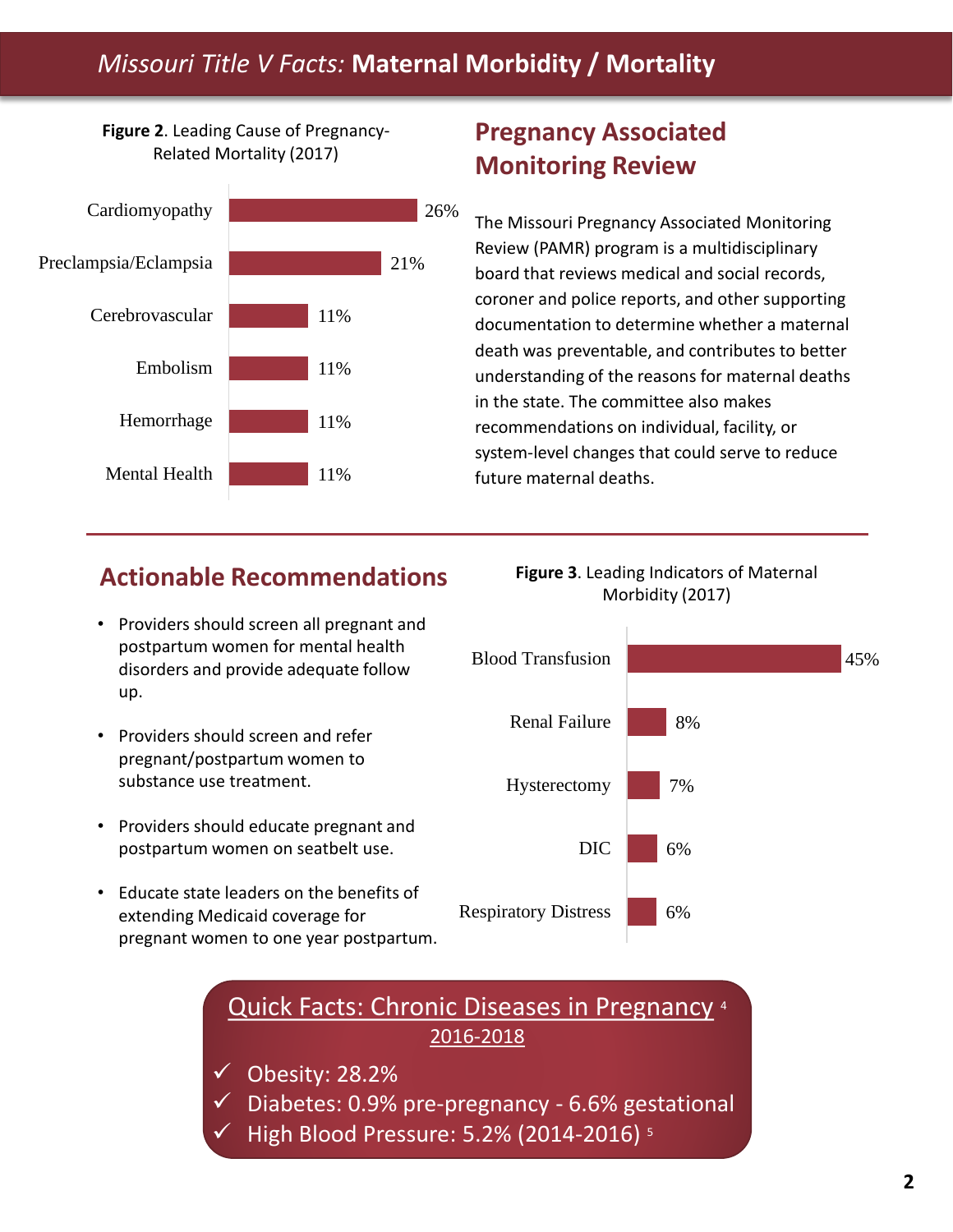# *Missouri Title V Facts:* **Maternal Morbidity / Mortality**

**Figure 2**. Leading Cause of Pregnancy-Related Mortality (2017)

| Cause | Percent |
|---|---|
| Cardiomyopathy | 26% |
| Preclampsia/Eclampsia | 21% |
| Cerebrovascular | 11% |
| Embolism | 11% |
| Hemorrhage | 11% |
| Mental Health | 11% |

## Pregnancy Associated Monitoring Review

The Missouri Pregnancy Associated Monitoring Review (PAMR) program is a multidisciplinary board that reviews medical and social records, coroner and police reports, and other supporting documentation to determine whether a maternal death was preventable, and contributes to better understanding of the reasons for maternal deaths in the state. The committee also makes recommendations on individual, facility, or system-level changes that could serve to reduce future maternal deaths.

## Actionable Recommendations

- Providers should screen all pregnant and postpartum women for mental health disorders and provide adequate follow up.
- Providers should screen and refer pregnant/postpartum women to substance use treatment.
- Providers should educate pregnant and postpartum women on seatbelt use.
- Educate state leaders on the benefits of extending Medicaid coverage for pregnant women to one year postpartum.

**Figure 3**. Leading Indicators of Maternal Morbidity (2017)

| Indicator | Percent |
|---|---|
| Blood Transfusion | 45% |
| Renal Failure | 8% |
| Hysterectomy | 7% |
| DIC | 6% |
| Respiratory Distress | 6% |

## Quick Facts: Chronic Diseases in Pregnancy [4]

2016-2018

- ✓ Obesity: 28.2%
- ✓ Diabetes: 0.9% pre-pregnancy - 6.6% gestational
- ✓ High Blood Pressure: 5.2% (2014-2016) [5]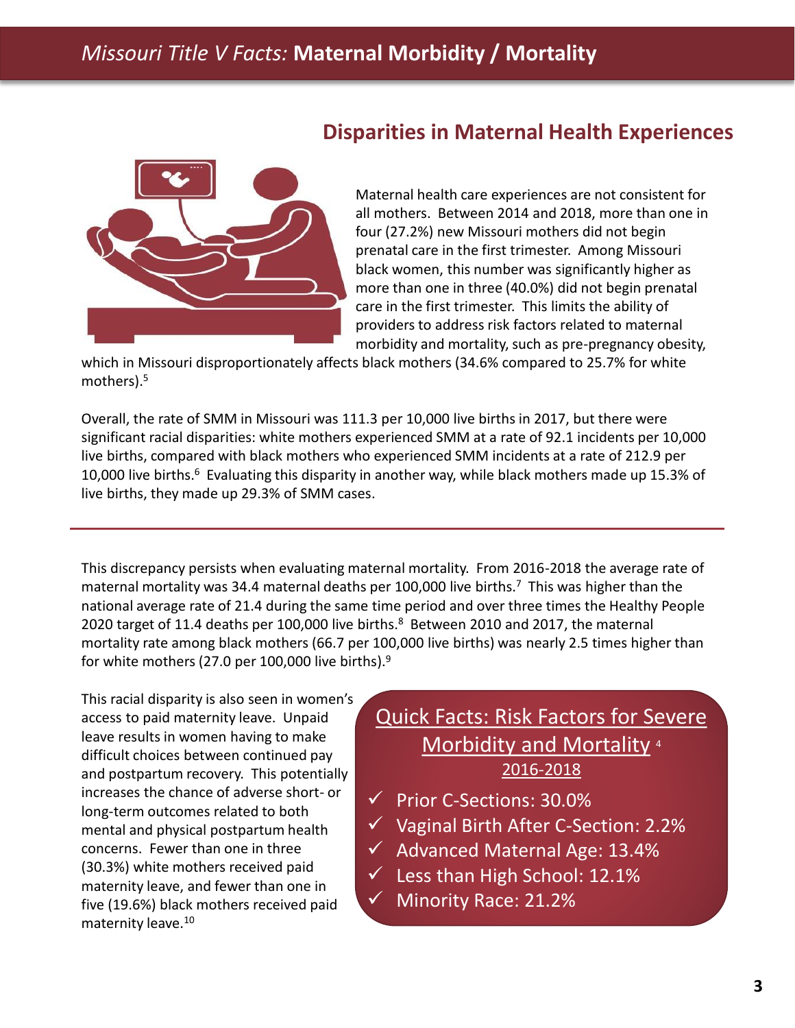# *Missouri Title V Facts:* **Maternal Morbidity / Mortality**

## Disparities in Maternal Health Experiences

Maternal health care experiences are not consistent for all mothers. Between 2014 and 2018, more than one in four (27.2%) new Missouri mothers did not begin prenatal care in the first trimester. Among Missouri black women, this number was significantly higher as more than one in three (40.0%) did not begin prenatal care in the first trimester. This limits the ability of providers to address risk factors related to maternal morbidity and mortality, such as pre-pregnancy obesity, which in Missouri disproportionately affects black mothers (34.6% compared to 25.7% for white mothers).[5]

Overall, the rate of SMM in Missouri was 111.3 per 10,000 live births in 2017, but there were significant racial disparities: white mothers experienced SMM at a rate of 92.1 incidents per 10,000 live births, compared with black mothers who experienced SMM incidents at a rate of 212.9 per 10,000 live births.[6] Evaluating this disparity in another way, while black mothers made up 15.3% of live births, they made up 29.3% of SMM cases.

---

This discrepancy persists when evaluating maternal mortality. From 2016-2018 the average rate of maternal mortality was 34.4 maternal deaths per 100,000 live births.[7] This was higher than the national average rate of 21.4 during the same time period and over three times the Healthy People 2020 target of 11.4 deaths per 100,000 live births.[8] Between 2010 and 2017, the maternal mortality rate among black mothers (66.7 per 100,000 live births) was nearly 2.5 times higher than for white mothers (27.0 per 100,000 live births).[9]

This racial disparity is also seen in women's access to paid maternity leave. Unpaid leave results in women having to make difficult choices between continued pay and postpartum recovery. This potentially increases the chance of adverse short- or long-term outcomes related to both mental and physical postpartum health concerns. Fewer than one in three (30.3%) white mothers received paid maternity leave, and fewer than one in five (19.6%) black mothers received paid maternity leave.[10]

### Quick Facts: Risk Factors for Severe Morbidity and Mortality [4]

2016-2018

- ✓ Prior C-Sections: 30.0%
- ✓ Vaginal Birth After C-Section: 2.2%
- ✓ Advanced Maternal Age: 13.4%
- ✓ Less than High School: 12.1%
- ✓ Minority Race: 21.2%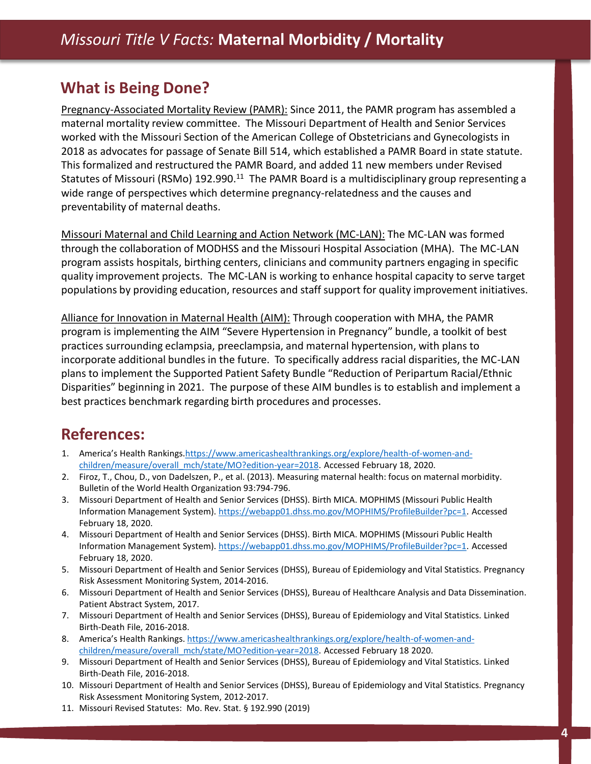# *Missouri Title V Facts:* **Maternal Morbidity / Mortality**

## What is Being Done?

Pregnancy-Associated Mortality Review (PAMR): Since 2011, the PAMR program has assembled a maternal mortality review committee. The Missouri Department of Health and Senior Services worked with the Missouri Section of the American College of Obstetricians and Gynecologists in 2018 as advocates for passage of Senate Bill 514, which established a PAMR Board in state statute. This formalized and restructured the PAMR Board, and added 11 new members under Revised Statutes of Missouri (RSMo) 192.990.[11] The PAMR Board is a multidisciplinary group representing a wide range of perspectives which determine pregnancy-relatedness and the causes and preventability of maternal deaths.

Missouri Maternal and Child Learning and Action Network (MC-LAN): The MC-LAN was formed through the collaboration of MODHSS and the Missouri Hospital Association (MHA). The MC-LAN program assists hospitals, birthing centers, clinicians and community partners engaging in specific quality improvement projects. The MC-LAN is working to enhance hospital capacity to serve target populations by providing education, resources and staff support for quality improvement initiatives.

Alliance for Innovation in Maternal Health (AIM): Through cooperation with MHA, the PAMR program is implementing the AIM "Severe Hypertension in Pregnancy" bundle, a toolkit of best practices surrounding eclampsia, preeclampsia, and maternal hypertension, with plans to incorporate additional bundles in the future. To specifically address racial disparities, the MC-LAN plans to implement the Supported Patient Safety Bundle "Reduction of Peripartum Racial/Ethnic Disparities" beginning in 2021. The purpose of these AIM bundles is to establish and implement a best practices benchmark regarding birth procedures and processes.

## References:

1. America's Health Rankings.https://www.americashealthrankings.org/explore/health-of-women-and-children/measure/overall_mch/state/MO?edition-year=2018. Accessed February 18, 2020.
2. Firoz, T., Chou, D., von Dadelszen, P., et al. (2013). Measuring maternal health: focus on maternal morbidity. Bulletin of the World Health Organization 93:794-796.
3. Missouri Department of Health and Senior Services (DHSS). Birth MICA. MOPHIMS (Missouri Public Health Information Management System). https://webapp01.dhss.mo.gov/MOPHIMS/ProfileBuilder?pc=1. Accessed February 18, 2020.
4. Missouri Department of Health and Senior Services (DHSS). Birth MICA. MOPHIMS (Missouri Public Health Information Management System). https://webapp01.dhss.mo.gov/MOPHIMS/ProfileBuilder?pc=1. Accessed February 18, 2020.
5. Missouri Department of Health and Senior Services (DHSS), Bureau of Epidemiology and Vital Statistics. Pregnancy Risk Assessment Monitoring System, 2014-2016.
6. Missouri Department of Health and Senior Services (DHSS), Bureau of Healthcare Analysis and Data Dissemination. Patient Abstract System, 2017.
7. Missouri Department of Health and Senior Services (DHSS), Bureau of Epidemiology and Vital Statistics. Linked Birth-Death File, 2016-2018.
8. America's Health Rankings. https://www.americashealthrankings.org/explore/health-of-women-and-children/measure/overall_mch/state/MO?edition-year=2018. Accessed February 18 2020.
9. Missouri Department of Health and Senior Services (DHSS), Bureau of Epidemiology and Vital Statistics. Linked Birth-Death File, 2016-2018.
10. Missouri Department of Health and Senior Services (DHSS), Bureau of Epidemiology and Vital Statistics. Pregnancy Risk Assessment Monitoring System, 2012-2017.
11. Missouri Revised Statutes: Mo. Rev. Stat. § 192.990 (2019)